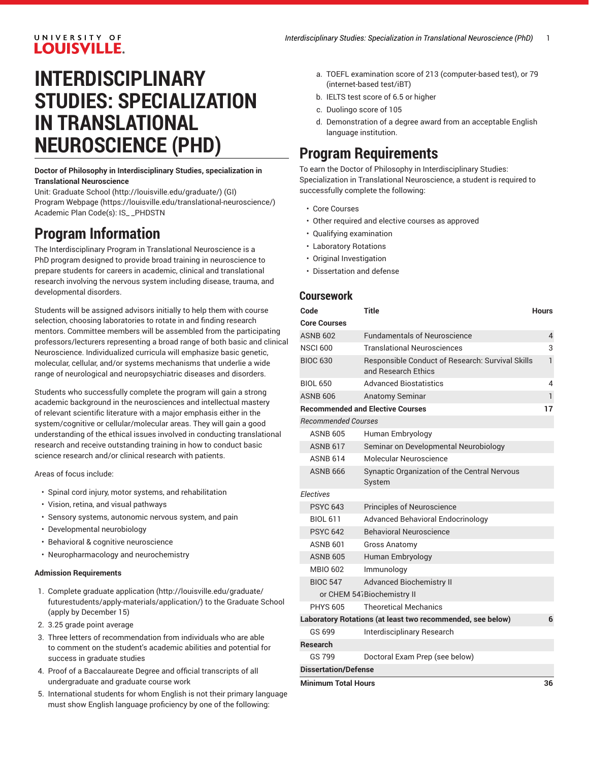# INTERDISCIPLINARY STUDIES: SPECIALIZATION IN TRANSLATIONAL NEUROSCIENCE (PHD)

**Doctor of Philosophy in Interdisciplinary Studies, specialization in Translational Neuroscience**

Unit: Graduate School (http://louisville.edu/graduate/) (GI)
Program Webpage (https://louisville.edu/translational-neuroscience/)
Academic Plan Code(s): IS_ _PHDSTN

## Program Information

The Interdisciplinary Program in Translational Neuroscience is a PhD program designed to provide broad training in neuroscience to prepare students for careers in academic, clinical and translational research involving the nervous system including disease, trauma, and developmental disorders.

Students will be assigned advisors initially to help them with course selection, choosing laboratories to rotate in and finding research mentors. Committee members will be assembled from the participating professors/lecturers representing a broad range of both basic and clinical Neuroscience. Individualized curricula will emphasize basic genetic, molecular, cellular, and/or systems mechanisms that underlie a wide range of neurological and neuropsychiatric diseases and disorders.

Students who successfully complete the program will gain a strong academic background in the neurosciences and intellectual mastery of relevant scientific literature with a major emphasis either in the system/cognitive or cellular/molecular areas. They will gain a good understanding of the ethical issues involved in conducting translational research and receive outstanding training in how to conduct basic science research and/or clinical research with patients.

Areas of focus include:

- Spinal cord injury, motor systems, and rehabilitation
- Vision, retina, and visual pathways
- Sensory systems, autonomic nervous system, and pain
- Developmental neurobiology
- Behavioral & cognitive neuroscience
- Neuropharmacology and neurochemistry

**Admission Requirements**

1. Complete graduate application (http://louisville.edu/graduate/futurestudents/apply-materials/application/) to the Graduate School (apply by December 15)
2. 3.25 grade point average
3. Three letters of recommendation from individuals who are able to comment on the student's academic abilities and potential for success in graduate studies
4. Proof of a Baccalaureate Degree and official transcripts of all undergraduate and graduate course work
5. International students for whom English is not their primary language must show English language proficiency by one of the following:
   a. TOEFL examination score of 213 (computer-based test), or 79 (internet-based test/iBT)
   b. IELTS test score of 6.5 or higher
   c. Duolingo score of 105
   d. Demonstration of a degree award from an acceptable English language institution.

## Program Requirements

To earn the Doctor of Philosophy in Interdisciplinary Studies: Specialization in Translational Neuroscience, a student is required to successfully complete the following:

- Core Courses
- Other required and elective courses as approved
- Qualifying examination
- Laboratory Rotations
- Original Investigation
- Dissertation and defense

### Coursework

| Code | Title | Hours |
|---|---|---|
| **Core Courses** | | |
| ASNB 602 | Fundamentals of Neuroscience | 4 |
| NSCI 600 | Translational Neurosciences | 3 |
| BIOC 630 | Responsible Conduct of Research: Survival Skills and Research Ethics | 1 |
| BIOL 650 | Advanced Biostatistics | 4 |
| ASNB 606 | Anatomy Seminar | 1 |
| **Recommended and Elective Courses** | | **17** |
| *Recommended Courses* | | |
| ASNB 605 | Human Embryology | |
| ASNB 617 | Seminar on Developmental Neurobiology | |
| ASNB 614 | Molecular Neuroscience | |
| ASNB 666 | Synaptic Organization of the Central Nervous System | |
| *Electives* | | |
| PSYC 643 | Principles of Neuroscience | |
| BIOL 611 | Advanced Behavioral Endocrinology | |
| PSYC 642 | Behavioral Neuroscience | |
| ASNB 601 | Gross Anatomy | |
| ASNB 605 | Human Embryology | |
| MBIO 602 | Immunology | |
| BIOC 547 | Advanced Biochemistry II | |
| or CHEM 547 | Biochemistry II | |
| PHYS 605 | Theoretical Mechanics | |
| **Laboratory Rotations (at least two recommended, see below)** | | **6** |
| GS 699 | Interdisciplinary Research | |
| **Research** | | |
| GS 799 | Doctoral Exam Prep (see below) | |
| **Dissertation/Defense** | | |
| **Minimum Total Hours** | | **36** |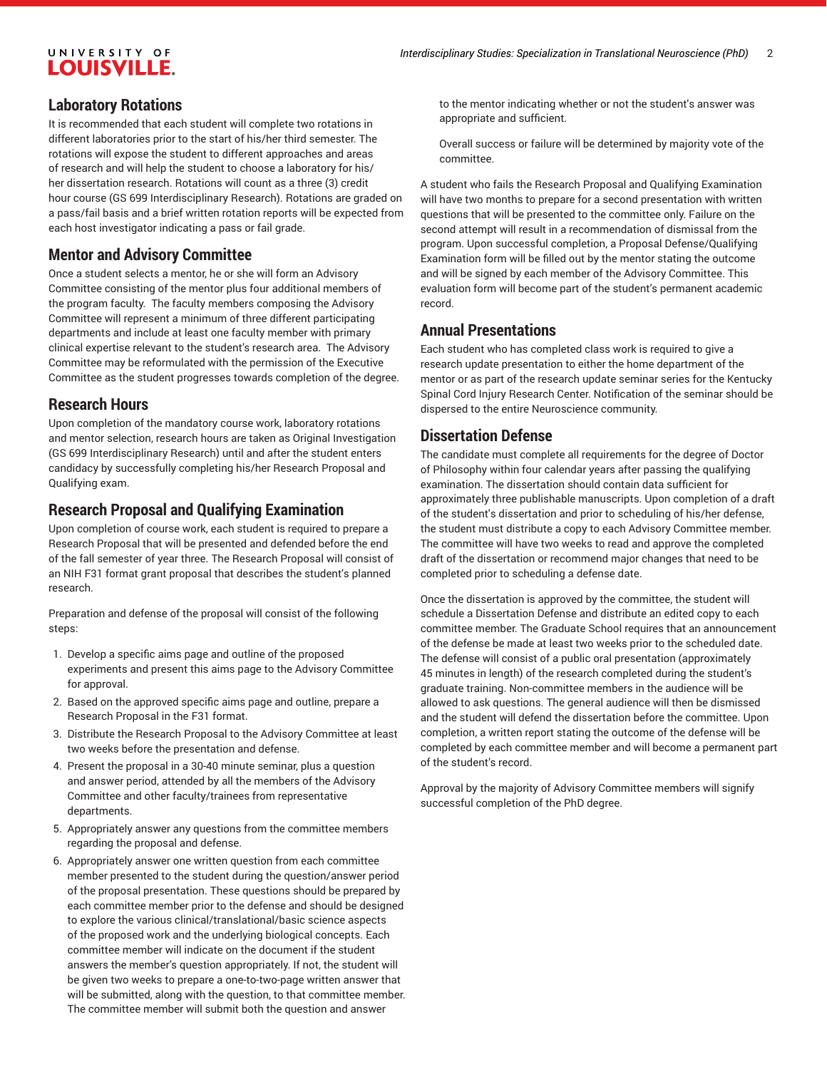## Laboratory Rotations

It is recommended that each student will complete two rotations in different laboratories prior to the start of his/her third semester. The rotations will expose the student to different approaches and areas of research and will help the student to choose a laboratory for his/her dissertation research. Rotations will count as a three (3) credit hour course (GS 699 Interdisciplinary Research). Rotations are graded on a pass/fail basis and a brief written rotation reports will be expected from each host investigator indicating a pass or fail grade.

## Mentor and Advisory Committee

Once a student selects a mentor, he or she will form an Advisory Committee consisting of the mentor plus four additional members of the program faculty. The faculty members composing the Advisory Committee will represent a minimum of three different participating departments and include at least one faculty member with primary clinical expertise relevant to the student's research area. The Advisory Committee may be reformulated with the permission of the Executive Committee as the student progresses towards completion of the degree.

## Research Hours

Upon completion of the mandatory course work, laboratory rotations and mentor selection, research hours are taken as Original Investigation (GS 699 Interdisciplinary Research) until and after the student enters candidacy by successfully completing his/her Research Proposal and Qualifying exam.

## Research Proposal and Qualifying Examination

Upon completion of course work, each student is required to prepare a Research Proposal that will be presented and defended before the end of the fall semester of year three. The Research Proposal will consist of an NIH F31 format grant proposal that describes the student's planned research.

Preparation and defense of the proposal will consist of the following steps:

1. Develop a specific aims page and outline of the proposed experiments and present this aims page to the Advisory Committee for approval.
2. Based on the approved specific aims page and outline, prepare a Research Proposal in the F31 format.
3. Distribute the Research Proposal to the Advisory Committee at least two weeks before the presentation and defense.
4. Present the proposal in a 30-40 minute seminar, plus a question and answer period, attended by all the members of the Advisory Committee and other faculty/trainees from representative departments.
5. Appropriately answer any questions from the committee members regarding the proposal and defense.
6. Appropriately answer one written question from each committee member presented to the student during the question/answer period of the proposal presentation. These questions should be prepared by each committee member prior to the defense and should be designed to explore the various clinical/translational/basic science aspects of the proposed work and the underlying biological concepts. Each committee member will indicate on the document if the student answers the member's question appropriately. If not, the student will be given two weeks to prepare a one-to-two-page written answer that will be submitted, along with the question, to that committee member. The committee member will submit both the question and answer to the mentor indicating whether or not the student's answer was appropriate and sufficient.

   Overall success or failure will be determined by majority vote of the committee.

A student who fails the Research Proposal and Qualifying Examination will have two months to prepare for a second presentation with written questions that will be presented to the committee only. Failure on the second attempt will result in a recommendation of dismissal from the program. Upon successful completion, a Proposal Defense/Qualifying Examination form will be filled out by the mentor stating the outcome and will be signed by each member of the Advisory Committee. This evaluation form will become part of the student's permanent academic record.

## Annual Presentations

Each student who has completed class work is required to give a research update presentation to either the home department of the mentor or as part of the research update seminar series for the Kentucky Spinal Cord Injury Research Center. Notification of the seminar should be dispersed to the entire Neuroscience community.

## Dissertation Defense

The candidate must complete all requirements for the degree of Doctor of Philosophy within four calendar years after passing the qualifying examination. The dissertation should contain data sufficient for approximately three publishable manuscripts. Upon completion of a draft of the student's dissertation and prior to scheduling of his/her defense, the student must distribute a copy to each Advisory Committee member. The committee will have two weeks to read and approve the completed draft of the dissertation or recommend major changes that need to be completed prior to scheduling a defense date.

Once the dissertation is approved by the committee, the student will schedule a Dissertation Defense and distribute an edited copy to each committee member. The Graduate School requires that an announcement of the defense be made at least two weeks prior to the scheduled date. The defense will consist of a public oral presentation (approximately 45 minutes in length) of the research completed during the student's graduate training. Non-committee members in the audience will be allowed to ask questions. The general audience will then be dismissed and the student will defend the dissertation before the committee. Upon completion, a written report stating the outcome of the defense will be completed by each committee member and will become a permanent part of the student's record.

Approval by the majority of Advisory Committee members will signify successful completion of the PhD degree.